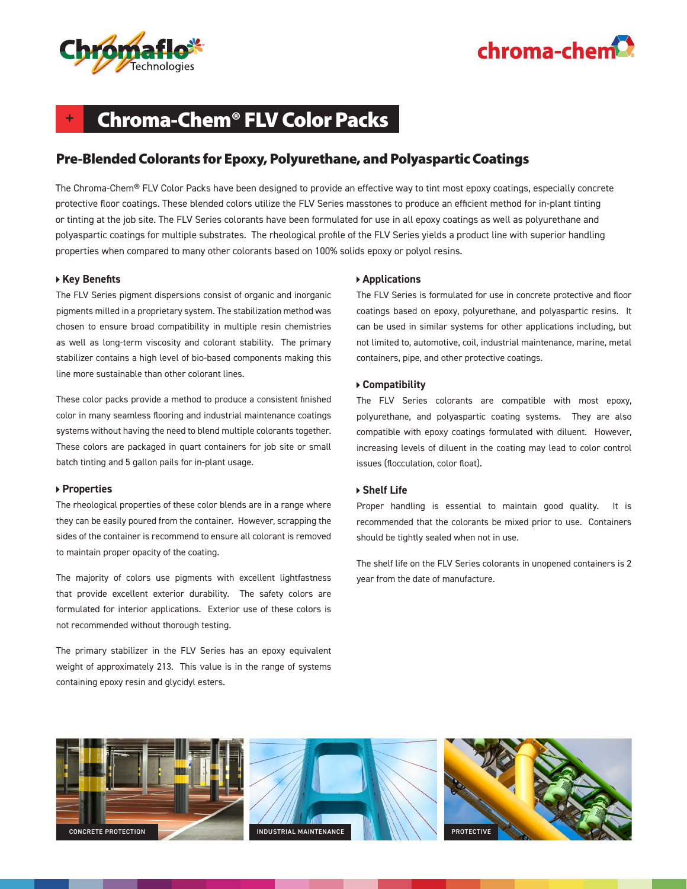# Chroma-Chem® FLV Color Packs

## Pre-Blended Colorants for Epoxy, Polyurethane, and Polyaspartic Coatings

The Chroma-Chem® FLV Color Packs have been designed to provide an effective way to tint most epoxy coatings, especially concrete protective floor coatings. These blended colors utilize the FLV Series masstones to produce an efficient method for in-plant tinting or tinting at the job site. The FLV Series colorants have been formulated for use in all epoxy coatings as well as polyurethane and polyaspartic coatings for multiple substrates. The rheological profile of the FLV Series yields a product line with superior handling properties when compared to many other colorants based on 100% solids epoxy or polyol resins.

### Key Benefits

The FLV Series pigment dispersions consist of organic and inorganic pigments milled in a proprietary system. The stabilization method was chosen to ensure broad compatibility in multiple resin chemistries as well as long-term viscosity and colorant stability. The primary stabilizer contains a high level of bio-based components making this line more sustainable than other colorant lines.

These color packs provide a method to produce a consistent finished color in many seamless flooring and industrial maintenance coatings systems without having the need to blend multiple colorants together. These colors are packaged in quart containers for job site or small batch tinting and 5 gallon pails for in-plant usage.

### Properties

The rheological properties of these color blends are in a range where they can be easily poured from the container. However, scrapping the sides of the container is recommend to ensure all colorant is removed to maintain proper opacity of the coating.

The majority of colors use pigments with excellent lightfastness that provide excellent exterior durability. The safety colors are formulated for interior applications. Exterior use of these colors is not recommended without thorough testing.

The primary stabilizer in the FLV Series has an epoxy equivalent weight of approximately 213. This value is in the range of systems containing epoxy resin and glycidyl esters.

### Applications

The FLV Series is formulated for use in concrete protective and floor coatings based on epoxy, polyurethane, and polyaspartic resins. It can be used in similar systems for other applications including, but not limited to, automotive, coil, industrial maintenance, marine, metal containers, pipe, and other protective coatings.

### Compatibility

The FLV Series colorants are compatible with most epoxy, polyurethane, and polyaspartic coating systems. They are also compatible with epoxy coatings formulated with diluent. However, increasing levels of diluent in the coating may lead to color control issues (flocculation, color float).

### Shelf Life

Proper handling is essential to maintain good quality. It is recommended that the colorants be mixed prior to use. Containers should be tightly sealed when not in use.

The shelf life on the FLV Series colorants in unopened containers is 2 year from the date of manufacture.

CONCRETE PROTECTION

INDUSTRIAL MAINTENANCE

PROTECTIVE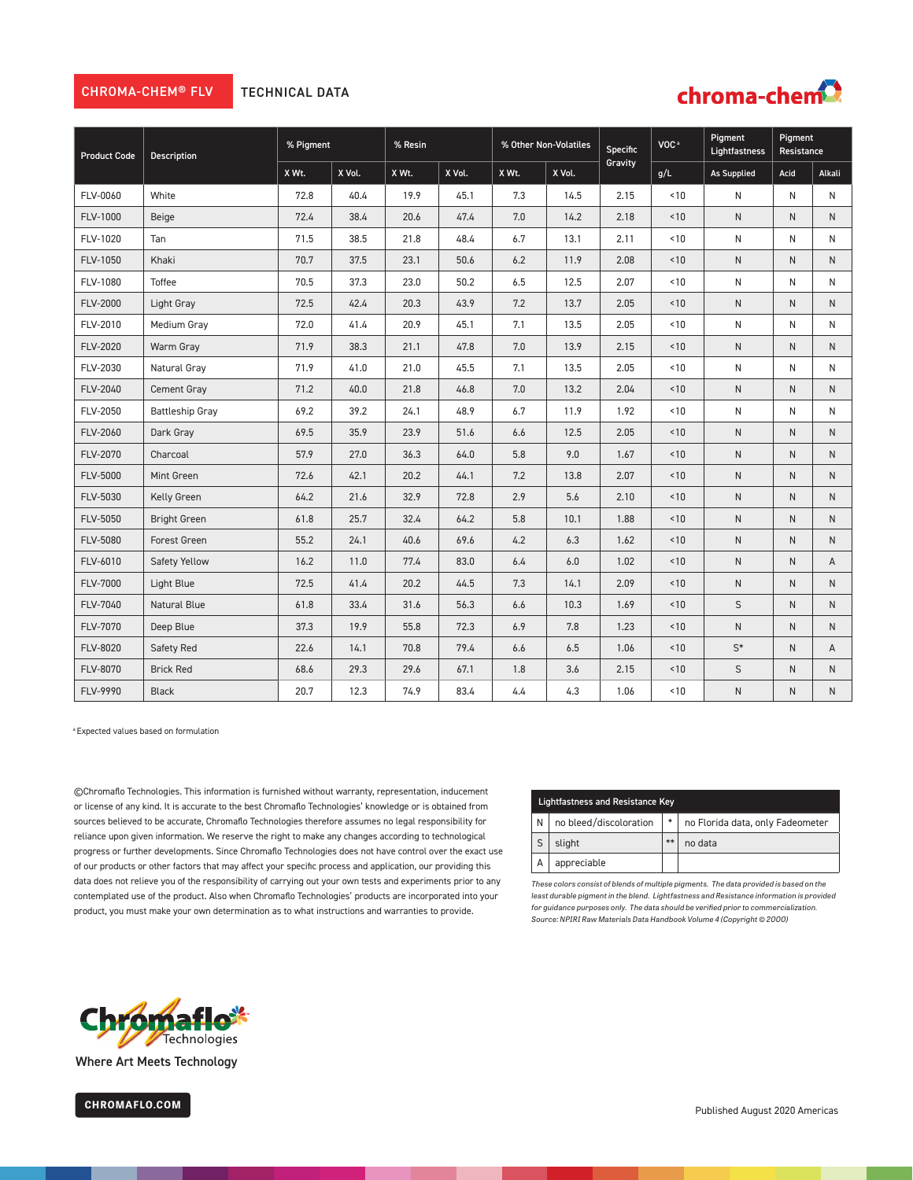CHROMA-CHEM® FLV TECHNICAL DATA

chroma-chem

| Product Code | Description | % Pigment | | % Resin | | % Other Non-Volatiles | | Specific Gravity | VOC[a] | Pigment Lightfastness | Pigment Resistance | |
|---|---|---|---|---|---|---|---|---|---|---|---|---|
| | | X Wt. | X Vol. | X Wt. | X Vol. | X Wt. | X Vol. | | g/L | As Supplied | Acid | Alkali |
| FLV-0060 | White | 72.8 | 40.4 | 19.9 | 45.1 | 7.3 | 14.5 | 2.15 | <10 | N | N | N |
| FLV-1000 | Beige | 72.4 | 38.4 | 20.6 | 47.4 | 7.0 | 14.2 | 2.18 | <10 | N | N | N |
| FLV-1020 | Tan | 71.5 | 38.5 | 21.8 | 48.4 | 6.7 | 13.1 | 2.11 | <10 | N | N | N |
| FLV-1050 | Khaki | 70.7 | 37.5 | 23.1 | 50.6 | 6.2 | 11.9 | 2.08 | <10 | N | N | N |
| FLV-1080 | Toffee | 70.5 | 37.3 | 23.0 | 50.2 | 6.5 | 12.5 | 2.07 | <10 | N | N | N |
| FLV-2000 | Light Gray | 72.5 | 42.4 | 20.3 | 43.9 | 7.2 | 13.7 | 2.05 | <10 | N | N | N |
| FLV-2010 | Medium Gray | 72.0 | 41.4 | 20.9 | 45.1 | 7.1 | 13.5 | 2.05 | <10 | N | N | N |
| FLV-2020 | Warm Gray | 71.9 | 38.3 | 21.1 | 47.8 | 7.0 | 13.9 | 2.15 | <10 | N | N | N |
| FLV-2030 | Natural Gray | 71.9 | 41.0 | 21.0 | 45.5 | 7.1 | 13.5 | 2.05 | <10 | N | N | N |
| FLV-2040 | Cement Gray | 71.2 | 40.0 | 21.8 | 46.8 | 7.0 | 13.2 | 2.04 | <10 | N | N | N |
| FLV-2050 | Battleship Gray | 69.2 | 39.2 | 24.1 | 48.9 | 6.7 | 11.9 | 1.92 | <10 | N | N | N |
| FLV-2060 | Dark Gray | 69.5 | 35.9 | 23.9 | 51.6 | 6.6 | 12.5 | 2.05 | <10 | N | N | N |
| FLV-2070 | Charcoal | 57.9 | 27.0 | 36.3 | 64.0 | 5.8 | 9.0 | 1.67 | <10 | N | N | N |
| FLV-5000 | Mint Green | 72.6 | 42.1 | 20.2 | 44.1 | 7.2 | 13.8 | 2.07 | <10 | N | N | N |
| FLV-5030 | Kelly Green | 64.2 | 21.6 | 32.9 | 72.8 | 2.9 | 5.6 | 2.10 | <10 | N | N | N |
| FLV-5050 | Bright Green | 61.8 | 25.7 | 32.4 | 64.2 | 5.8 | 10.1 | 1.88 | <10 | N | N | N |
| FLV-5080 | Forest Green | 55.2 | 24.1 | 40.6 | 69.6 | 4.2 | 6.3 | 1.62 | <10 | N | N | N |
| FLV-6010 | Safety Yellow | 16.2 | 11.0 | 77.4 | 83.0 | 6.4 | 6.0 | 1.02 | <10 | N | N | A |
| FLV-7000 | Light Blue | 72.5 | 41.4 | 20.2 | 44.5 | 7.3 | 14.1 | 2.09 | <10 | N | N | N |
| FLV-7040 | Natural Blue | 61.8 | 33.4 | 31.6 | 56.3 | 6.6 | 10.3 | 1.69 | <10 | S | N | N |
| FLV-7070 | Deep Blue | 37.3 | 19.9 | 55.8 | 72.3 | 6.9 | 7.8 | 1.23 | <10 | N | N | N |
| FLV-8020 | Safety Red | 22.6 | 14.1 | 70.8 | 79.4 | 6.6 | 6.5 | 1.06 | <10 | S* | N | A |
| FLV-8070 | Brick Red | 68.6 | 29.3 | 29.6 | 67.1 | 1.8 | 3.6 | 2.15 | <10 | S | N | N |
| FLV-9990 | Black | 20.7 | 12.3 | 74.9 | 83.4 | 4.4 | 4.3 | 1.06 | <10 | N | N | N |

[a] Expected values based on formulation

©Chromaflo Technologies. This information is furnished without warranty, representation, inducement or license of any kind. It is accurate to the best Chromaflo Technologies' knowledge or is obtained from sources believed to be accurate, Chromaflo Technologies therefore assumes no legal responsibility for reliance upon given information. We reserve the right to make any changes according to technological progress or further developments. Since Chromaflo Technologies does not have control over the exact use of our products or other factors that may affect your specific process and application, our providing this data does not relieve you of the responsibility of carrying out your own tests and experiments prior to any contemplated use of the product. Also when Chromaflo Technologies' products are incorporated into your product, you must make your own determination as to what instructions and warranties to provide.

| Lightfastness and Resistance Key | | | |
|---|---|---|---|
| N | no bleed/discoloration | * | no Florida data, only Fadeometer |
| S | slight | ** | no data |
| A | appreciable | | |

*These colors consist of blends of multiple pigments. The data provided is based on the least durable pigment in the blend. Lightfastness and Resistance information is provided for guidance purposes only. The data should be verified prior to commercialization. Source: NPIRI Raw Materials Data Handbook Volume 4 (Copyright © 2000)*

Chromaflo Technologies

Where Art Meets Technology

CHROMAFLO.COM

Published August 2020 Americas